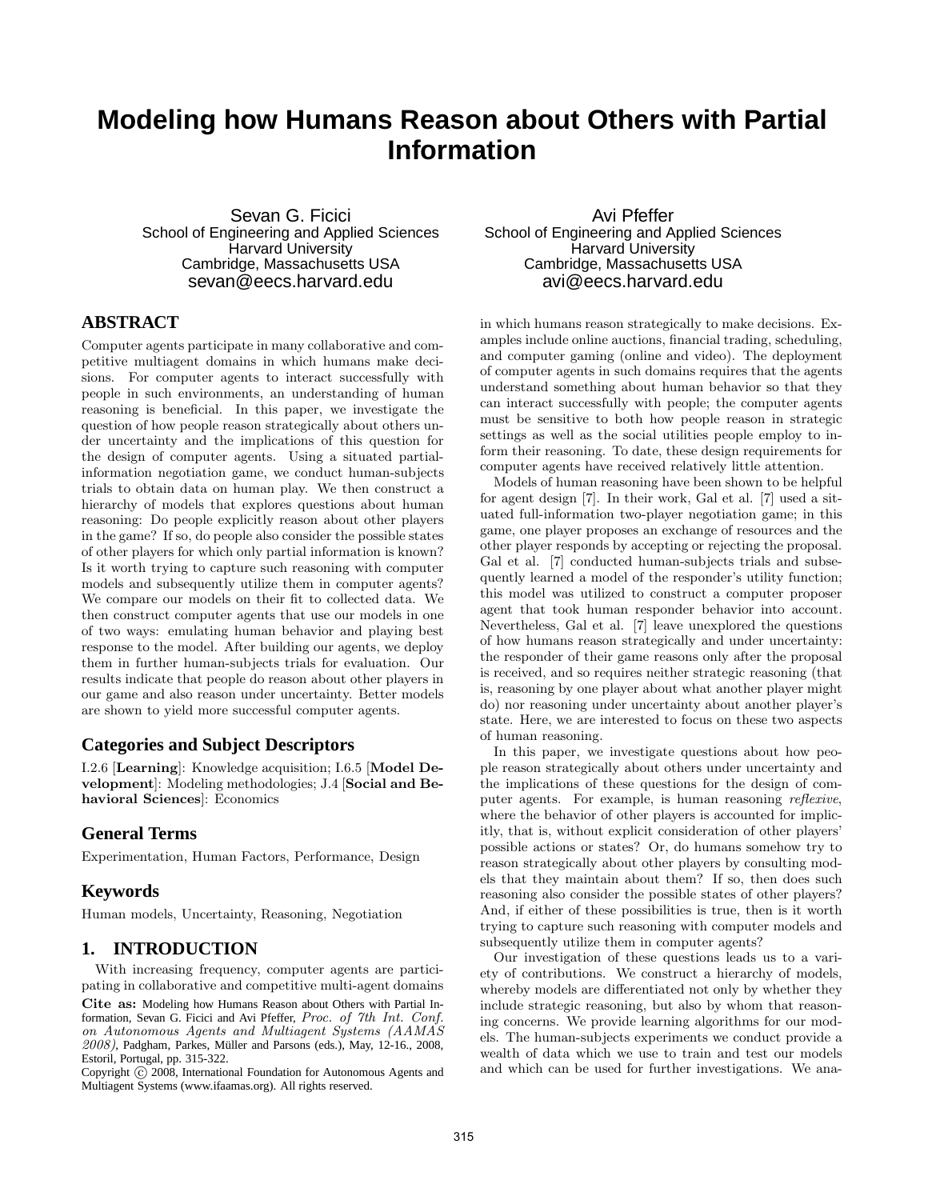# Modeling how Humans Reason about Others with Partial Information

Sevan G. Ficici
School of Engineering and Applied Sciences
Harvard University
Cambridge, Massachusetts USA
sevan@eecs.harvard.edu

Avi Pfeffer
School of Engineering and Applied Sciences
Harvard University
Cambridge, Massachusetts USA
avi@eecs.harvard.edu

## ABSTRACT

Computer agents participate in many collaborative and competitive multiagent domains in which humans make decisions. For computer agents to interact successfully with people in such environments, an understanding of human reasoning is beneficial. In this paper, we investigate the question of how people reason strategically about others under uncertainty and the implications of this question for the design of computer agents. Using a situated partial-information negotiation game, we conduct human-subjects trials to obtain data on human play. We then construct a hierarchy of models that explores questions about human reasoning: Do people explicitly reason about other players in the game? If so, do people also consider the possible states of other players for which only partial information is known? Is it worth trying to capture such reasoning with computer models and subsequently utilize them in computer agents? We compare our models on their fit to collected data. We then construct computer agents that use our models in one of two ways: emulating human behavior and playing best response to the model. After building our agents, we deploy them in further human-subjects trials for evaluation. Our results indicate that people do reason about other players in our game and also reason under uncertainty. Better models are shown to yield more successful computer agents.

### Categories and Subject Descriptors

I.2.6 [**Learning**]: Knowledge acquisition; I.6.5 [**Model Development**]: Modeling methodologies; J.4 [**Social and Behavioral Sciences**]: Economics

### General Terms

Experimentation, Human Factors, Performance, Design

### Keywords

Human models, Uncertainty, Reasoning, Negotiation

## 1. INTRODUCTION

With increasing frequency, computer agents are participating in collaborative and competitive multi-agent domains in which humans reason strategically to make decisions. Examples include online auctions, financial trading, scheduling, and computer gaming (online and video). The deployment of computer agents in such domains requires that the agents understand something about human behavior so that they can interact successfully with people; the computer agents must be sensitive to both how people reason in strategic settings as well as the social utilities people employ to inform their reasoning. To date, these design requirements for computer agents have received relatively little attention.

Models of human reasoning have been shown to be helpful for agent design [7]. In their work, Gal et al. [7] used a situated full-information two-player negotiation game; in this game, one player proposes an exchange of resources and the other player responds by accepting or rejecting the proposal. Gal et al. [7] conducted human-subjects trials and subsequently learned a model of the responder's utility function; this model was utilized to construct a computer proposer agent that took human responder behavior into account. Nevertheless, Gal et al. [7] leave unexplored the questions of how humans reason strategically and under uncertainty: the responder of their game reasons only after the proposal is received, and so requires neither strategic reasoning (that is, reasoning by one player about what another player might do) nor reasoning under uncertainty about another player's state. Here, we are interested to focus on these two aspects of human reasoning.

In this paper, we investigate questions about how people reason strategically about others under uncertainty and the implications of these questions for the design of computer agents. For example, is human reasoning *reflexive*, where the behavior of other players is accounted for implicitly, that is, without explicit consideration of other players' possible actions or states? Or, do humans somehow try to reason strategically about other players by consulting models that they maintain about them? If so, then does such reasoning also consider the possible states of other players? And, if either of these possibilities is true, then is it worth trying to capture such reasoning with computer models and subsequently utilize them in computer agents?

Our investigation of these questions leads us to a variety of contributions. We construct a hierarchy of models, whereby models are differentiated not only by whether they include strategic reasoning, but also by whom that reasoning concerns. We provide learning algorithms for our models. The human-subjects experiments we conduct provide a wealth of data which we use to train and test our models and which can be used for further investigations. We ana-

**Cite as:** Modeling how Humans Reason about Others with Partial Information, Sevan G. Ficici and Avi Pfeffer, *Proc. of 7th Int. Conf. on Autonomous Agents and Multiagent Systems (AAMAS 2008)*, Padgham, Parkes, Müller and Parsons (eds.), May, 12-16., 2008, Estoril, Portugal, pp. 315-322.
Copyright © 2008, International Foundation for Autonomous Agents and Multiagent Systems (www.ifaamas.org). All rights reserved.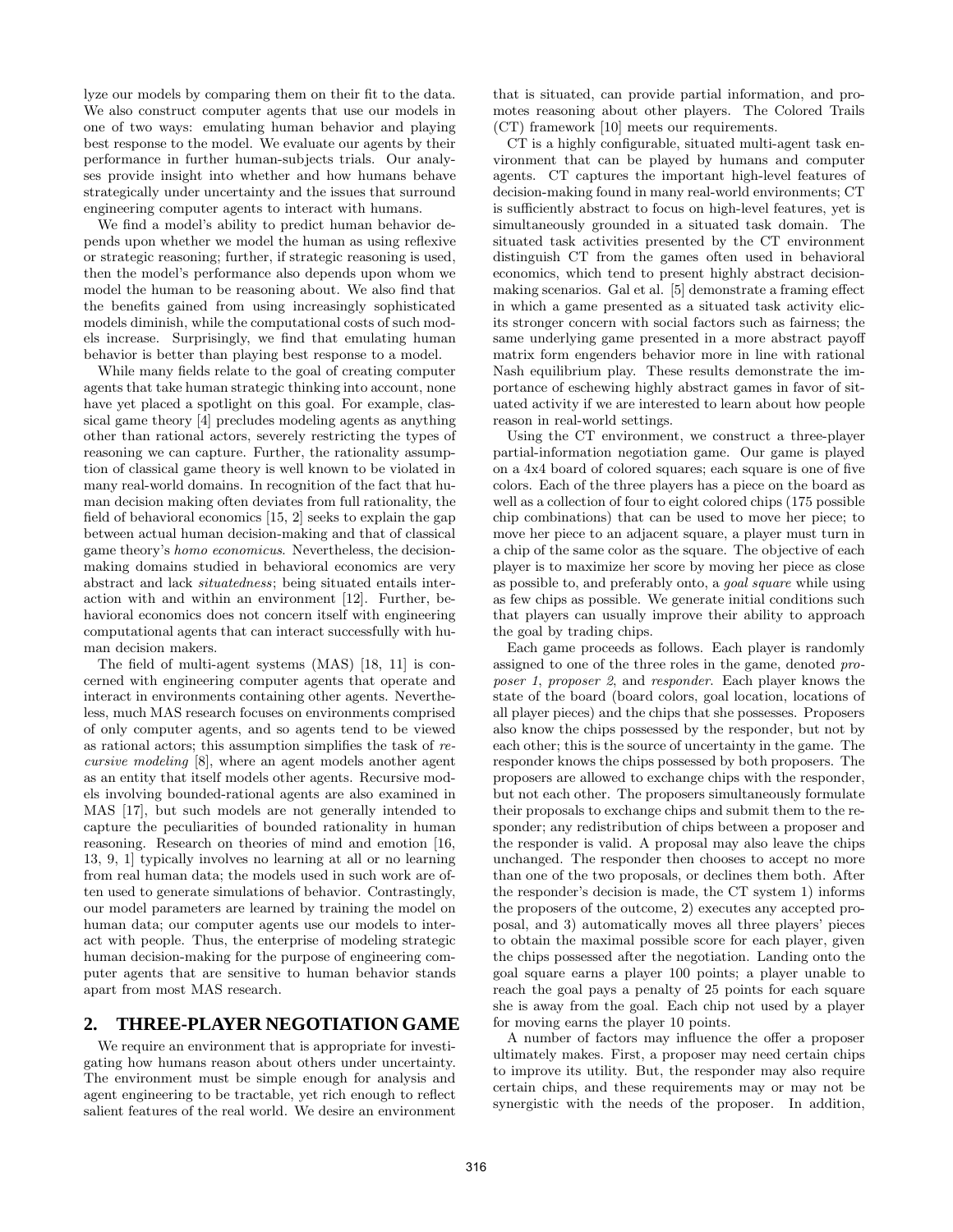lyze our models by comparing them on their fit to the data. We also construct computer agents that use our models in one of two ways: emulating human behavior and playing best response to the model. We evaluate our agents by their performance in further human-subjects trials. Our analyses provide insight into whether and how humans behave strategically under uncertainty and the issues that surround engineering computer agents to interact with humans.

We find a model's ability to predict human behavior depends upon whether we model the human as using reflexive or strategic reasoning; further, if strategic reasoning is used, then the model's performance also depends upon whom we model the human to be reasoning about. We also find that the benefits gained from using increasingly sophisticated models diminish, while the computational costs of such models increase. Surprisingly, we find that emulating human behavior is better than playing best response to a model.

While many fields relate to the goal of creating computer agents that take human strategic thinking into account, none have yet placed a spotlight on this goal. For example, classical game theory [4] precludes modeling agents as anything other than rational actors, severely restricting the types of reasoning we can capture. Further, the rationality assumption of classical game theory is well known to be violated in many real-world domains. In recognition of the fact that human decision making often deviates from full rationality, the field of behavioral economics [15, 2] seeks to explain the gap between actual human decision-making and that of classical game theory's *homo economicus*. Nevertheless, the decision-making domains studied in behavioral economics are very abstract and lack *situatedness*; being situated entails interaction with and within an environment [12]. Further, behavioral economics does not concern itself with engineering computational agents that can interact successfully with human decision makers.

The field of multi-agent systems (MAS) [18, 11] is concerned with engineering computer agents that operate and interact in environments containing other agents. Nevertheless, much MAS research focuses on environments comprised of only computer agents, and so agents tend to be viewed as rational actors; this assumption simplifies the task of *recursive modeling* [8], where an agent models another agent as an entity that itself models other agents. Recursive models involving bounded-rational agents are also examined in MAS [17], but such models are not generally intended to capture the peculiarities of bounded rationality in human reasoning. Research on theories of mind and emotion [16, 13, 9, 1] typically involves no learning at all or no learning from real human data; the models used in such work are often used to generate simulations of behavior. Contrastingly, our model parameters are learned by training the model on human data; our computer agents use our models to interact with people. Thus, the enterprise of modeling strategic human decision-making for the purpose of engineering computer agents that are sensitive to human behavior stands apart from most MAS research.

## 2. THREE-PLAYER NEGOTIATION GAME

We require an environment that is appropriate for investigating how humans reason about others under uncertainty. The environment must be simple enough for analysis and agent engineering to be tractable, yet rich enough to reflect salient features of the real world. We desire an environment that is situated, can provide partial information, and promotes reasoning about other players. The Colored Trails (CT) framework [10] meets our requirements.

CT is a highly configurable, situated multi-agent task environment that can be played by humans and computer agents. CT captures the important high-level features of decision-making found in many real-world environments; CT is sufficiently abstract to focus on high-level features, yet is simultaneously grounded in a situated task domain. The situated task activities presented by the CT environment distinguish CT from the games often used in behavioral economics, which tend to present highly abstract decision-making scenarios. Gal et al. [5] demonstrate a framing effect in which a game presented as a situated task activity elicits stronger concern with social factors such as fairness; the same underlying game presented in a more abstract payoff matrix form engenders behavior more in line with rational Nash equilibrium play. These results demonstrate the importance of eschewing highly abstract games in favor of situated activity if we are interested to learn about how people reason in real-world settings.

Using the CT environment, we construct a three-player partial-information negotiation game. Our game is played on a 4x4 board of colored squares; each square is one of five colors. Each of the three players has a piece on the board as well as a collection of four to eight colored chips (175 possible chip combinations) that can be used to move her piece; to move her piece to an adjacent square, a player must turn in a chip of the same color as the square. The objective of each player is to maximize her score by moving her piece as close as possible to, and preferably onto, a *goal square* while using as few chips as possible. We generate initial conditions such that players can usually improve their ability to approach the goal by trading chips.

Each game proceeds as follows. Each player is randomly assigned to one of the three roles in the game, denoted *proposer 1*, *proposer 2*, and *responder*. Each player knows the state of the board (board colors, goal location, locations of all player pieces) and the chips that she possesses. Proposers also know the chips possessed by the responder, but not by each other; this is the source of uncertainty in the game. The responder knows the chips possessed by both proposers. The proposers are allowed to exchange chips with the responder, but not each other. The proposers simultaneously formulate their proposals to exchange chips and submit them to the responder; any redistribution of chips between a proposer and the responder is valid. A proposal may also leave the chips unchanged. The responder then chooses to accept no more than one of the two proposals, or declines them both. After the responder's decision is made, the CT system 1) informs the proposers of the outcome, 2) executes any accepted proposal, and 3) automatically moves all three players' pieces to obtain the maximal possible score for each player, given the chips possessed after the negotiation. Landing onto the goal square earns a player 100 points; a player unable to reach the goal pays a penalty of 25 points for each square she is away from the goal. Each chip not used by a player for moving earns the player 10 points.

A number of factors may influence the offer a proposer ultimately makes. First, a proposer may need certain chips to improve its utility. But, the responder may also require certain chips, and these requirements may or may not be synergistic with the needs of the proposer. In addition,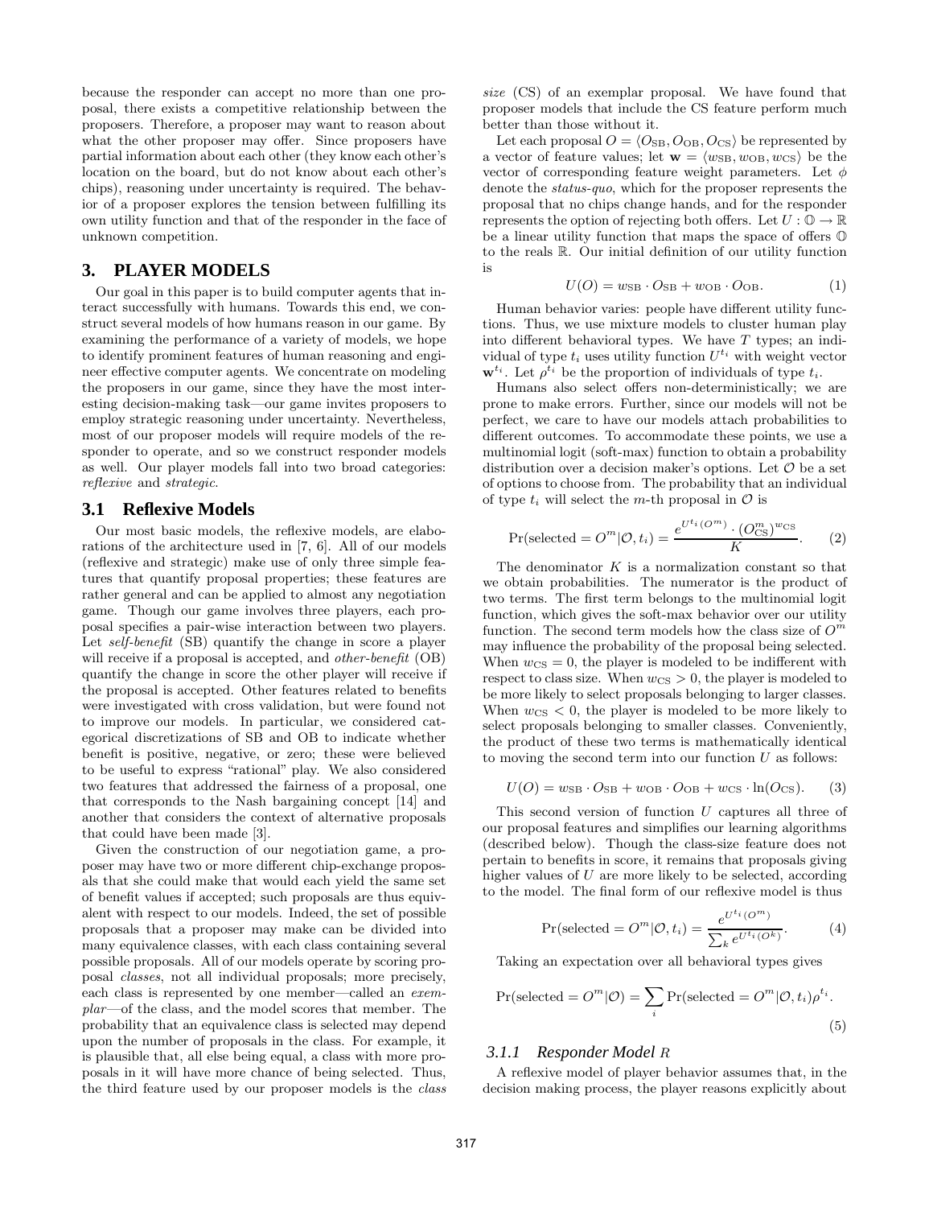because the responder can accept no more than one proposal, there exists a competitive relationship between the proposers. Therefore, a proposer may want to reason about what the other proposer may offer. Since proposers have partial information about each other (they know each other's location on the board, but do not know about each other's chips), reasoning under uncertainty is required. The behavior of a proposer explores the tension between fulfilling its own utility function and that of the responder in the face of unknown competition.

## 3. PLAYER MODELS

Our goal in this paper is to build computer agents that interact successfully with humans. Towards this end, we construct several models of how humans reason in our game. By examining the performance of a variety of models, we hope to identify prominent features of human reasoning and engineer effective computer agents. We concentrate on modeling the proposers in our game, since they have the most interesting decision-making task—our game invites proposers to employ strategic reasoning under uncertainty. Nevertheless, most of our proposer models will require models of the responder to operate, and so we construct responder models as well. Our player models fall into two broad categories: *reflexive* and *strategic*.

### 3.1 Reflexive Models

Our most basic models, the reflexive models, are elaborations of the architecture used in [7, 6]. All of our models (reflexive and strategic) make use of only three simple features that quantify proposal properties; these features are rather general and can be applied to almost any negotiation game. Though our game involves three players, each proposal specifies a pair-wise interaction between two players. Let *self-benefit* (SB) quantify the change in score a player will receive if a proposal is accepted, and *other-benefit* (OB) quantify the change in score the other player will receive if the proposal is accepted. Other features related to benefits were investigated with cross validation, but were found not to improve our models. In particular, we considered categorical discretizations of SB and OB to indicate whether benefit is positive, negative, or zero; these were believed to be useful to express "rational" play. We also considered two features that addressed the fairness of a proposal, one that corresponds to the Nash bargaining concept [14] and another that considers the context of alternative proposals that could have been made [3].

Given the construction of our negotiation game, a proposer may have two or more different chip-exchange proposals that she could make that would each yield the same set of benefit values if accepted; such proposals are thus equivalent with respect to our models. Indeed, the set of possible proposals that a proposer may make can be divided into many equivalence classes, with each class containing several possible proposals. All of our models operate by scoring proposal *classes*, not all individual proposals; more precisely, each class is represented by one member—called an *exemplar*—of the class, and the model scores that member. The probability that an equivalence class is selected may depend upon the number of proposals in the class. For example, it is plausible that, all else being equal, a class with more proposals in it will have more chance of being selected. Thus, the third feature used by our proposer models is the *class size* (CS) of an exemplar proposal. We have found that proposer models that include the CS feature perform much better than those without it.

Let each proposal $O = \langle O_{\mathrm{SB}}, O_{\mathrm{OB}}, O_{\mathrm{CS}} \rangle$ be represented by a vector of feature values; let $\mathbf{w} = \langle w_{\mathrm{SB}}, w_{\mathrm{OB}}, w_{\mathrm{CS}} \rangle$ be the vector of corresponding feature weight parameters. Let $\phi$ denote the *status-quo*, which for the proposer represents the proposal that no chips change hands, and for the responder represents the option of rejecting both offers. Let $U : \mathbb{O} \to \mathbb{R}$ be a linear utility function that maps the space of offers $\mathbb{O}$ to the reals $\mathbb{R}$. Our initial definition of our utility function is

$$U(O) = w_{\mathrm{SB}} \cdot O_{\mathrm{SB}} + w_{\mathrm{OB}} \cdot O_{\mathrm{OB}}. \qquad (1)$$

Human behavior varies: people have different utility functions. Thus, we use mixture models to cluster human play into different behavioral types. We have $T$ types; an individual of type $t_i$ uses utility function $U^{t_i}$ with weight vector $\mathbf{w}^{t_i}$. Let $\rho^{t_i}$ be the proportion of individuals of type $t_i$.

Humans also select offers non-deterministically; we are prone to make errors. Further, since our models will not be perfect, we care to have our models attach probabilities to different outcomes. To accommodate these points, we use a multinomial logit (soft-max) function to obtain a probability distribution over a decision maker's options. Let $\mathcal{O}$ be a set of options to choose from. The probability that an individual of type $t_i$ will select the $m$-th proposal in $\mathcal{O}$ is

$$\Pr(\text{selected} = O^m | \mathcal{O}, t_i) = \frac{e^{U^{t_i}(O^m)} \cdot (O^m_{\mathrm{CS}})^{w_{\mathrm{CS}}}}{K}. \qquad (2)$$

The denominator $K$ is a normalization constant so that we obtain probabilities. The numerator is the product of two terms. The first term belongs to the multinomial logit function, which gives the soft-max behavior over our utility function. The second term models how the class size of $O^m$ may influence the probability of the proposal being selected. When $w_{\mathrm{CS}} = 0$, the player is modeled to be indifferent with respect to class size. When $w_{\mathrm{CS}} > 0$, the player is modeled to be more likely to select proposals belonging to larger classes. When $w_{\mathrm{CS}} < 0$, the player is modeled to be more likely to select proposals belonging to smaller classes. Conveniently, the product of these two terms is mathematically identical to moving the second term into our function $U$ as follows:

$$U(O) = w_{\mathrm{SB}} \cdot O_{\mathrm{SB}} + w_{\mathrm{OB}} \cdot O_{\mathrm{OB}} + w_{\mathrm{CS}} \cdot \ln(O_{\mathrm{CS}}). \qquad (3)$$

This second version of function $U$ captures all three of our proposal features and simplifies our learning algorithms (described below). Though the class-size feature does not pertain to benefits in score, it remains that proposals giving higher values of $U$ are more likely to be selected, according to the model. The final form of our reflexive model is thus

$$\Pr(\text{selected} = O^m | \mathcal{O}, t_i) = \frac{e^{U^{t_i}(O^m)}}{\sum_k e^{U^{t_i}(O^k)}}. \qquad (4)$$

Taking an expectation over all behavioral types gives

$$\Pr(\text{selected} = O^m | \mathcal{O}) = \sum_i \Pr(\text{selected} = O^m | \mathcal{O}, t_i) \rho^{t_i}. \qquad (5)$$

#### 3.1.1 Responder Model $R$

A reflexive model of player behavior assumes that, in the decision making process, the player reasons explicitly about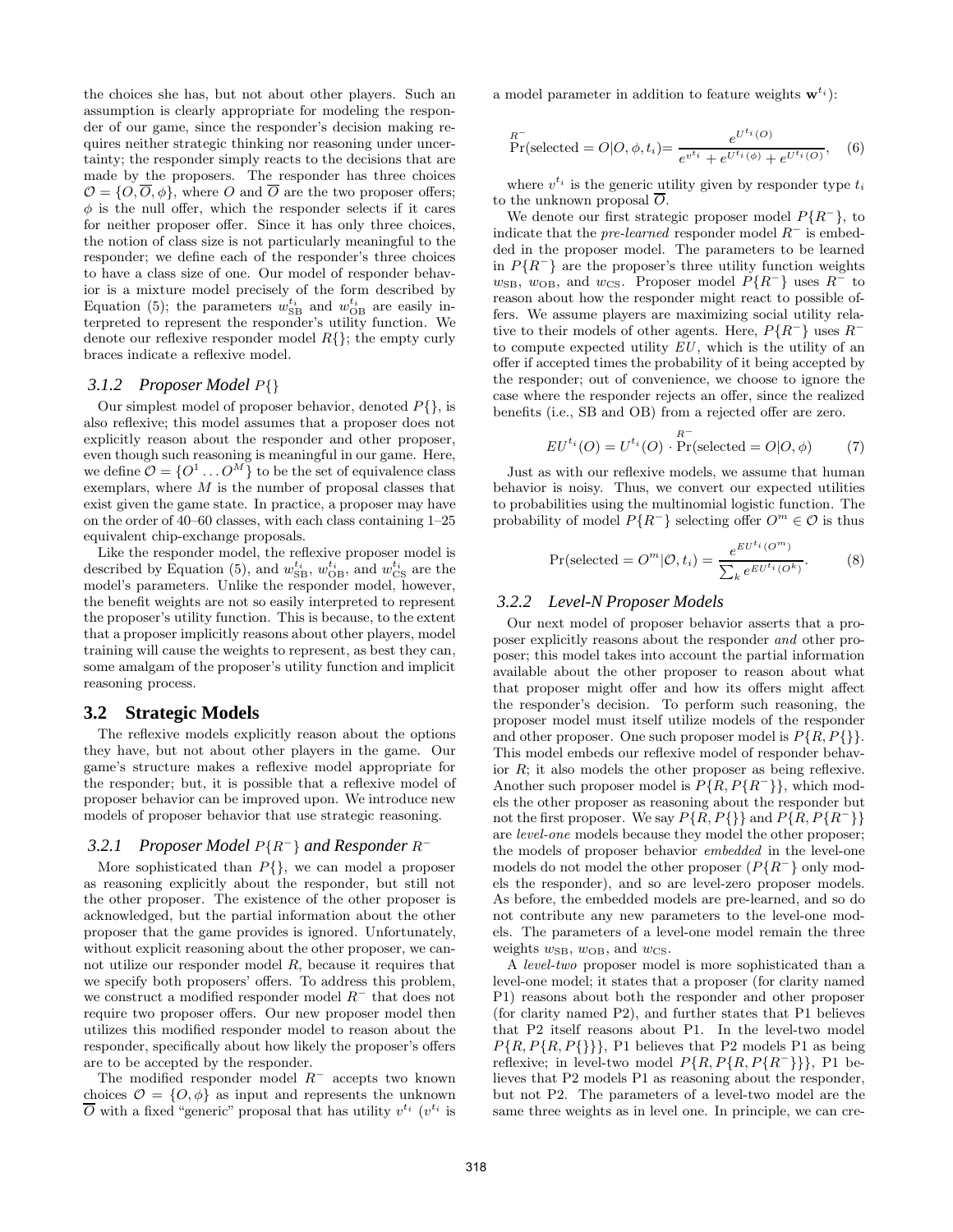the choices she has, but not about other players. Such an assumption is clearly appropriate for modeling the responder of our game, since the responder's decision making requires neither strategic thinking nor reasoning under uncertainty; the responder simply reacts to the decisions that are made by the proposers. The responder has three choices $\mathcal{O} = \{O, \overline{O}, \phi\}$, where $O$ and $\overline{O}$ are the two proposer offers; $\phi$ is the null offer, which the responder selects if it cares for neither proposer offer. Since it has only three choices, the notion of class size is not particularly meaningful to the responder; we define each of the responder's three choices to have a class size of one. Our model of responder behavior is a mixture model precisely of the form described by Equation (5); the parameters $w^{t_i}_{\mathrm{SB}}$ and $w^{t_i}_{\mathrm{OB}}$ are easily interpreted to represent the responder's utility function. We denote our reflexive responder model $R\{\}$; the empty curly braces indicate a reflexive model.

### 3.1.2 Proposer Model $P\{\}$

Our simplest model of proposer behavior, denoted $P\{\}$, is also reflexive; this model assumes that a proposer does not explicitly reason about the responder and other proposer, even though such reasoning is meaningful in our game. Here, we define $\mathcal{O} = \{O^1 \ldots O^M\}$ to be the set of equivalence class exemplars, where $M$ is the number of proposal classes that exist given the game state. In practice, a proposer may have on the order of 40–60 classes, with each class containing 1–25 equivalent chip-exchange proposals.

Like the responder model, the reflexive proposer model is described by Equation (5), and $w^{t_i}_{\mathrm{SB}}$, $w^{t_i}_{\mathrm{OB}}$, and $w^{t_i}_{\mathrm{CS}}$ are the model's parameters. Unlike the responder model, however, the benefit weights are not so easily interpreted to represent the proposer's utility function. This is because, to the extent that a proposer implicitly reasons about other players, model training will cause the weights to represent, as best they can, some amalgam of the proposer's utility function and implicit reasoning process.

## 3.2 Strategic Models

The reflexive models explicitly reason about the options they have, but not about other players in the game. Our game's structure makes a reflexive model appropriate for the responder; but, it is possible that a reflexive model of proposer behavior can be improved upon. We introduce new models of proposer behavior that use strategic reasoning.

### 3.2.1 Proposer Model $P\{R^-\}$ and Responder $R^-$

More sophisticated than $P\{\}$, we can model a proposer as reasoning explicitly about the responder, but still not the other proposer. The existence of the other proposer is acknowledged, but the partial information about the other proposer that the game provides is ignored. Unfortunately, without explicit reasoning about the other proposer, we cannot utilize our responder model $R$, because it requires that we specify both proposers' offers. To address this problem, we construct a modified responder model $R^-$ that does not require two proposer offers. Our new proposer model then utilizes this modified responder model to reason about the responder, specifically about how likely the proposer's offers are to be accepted by the responder.

The modified responder model $R^-$ accepts two known choices $\mathcal{O} = \{O, \phi\}$ as input and represents the unknown $\overline{O}$ with a fixed "generic" proposal that has utility $v^{t_i}$ ($v^{t_i}$ is a model parameter in addition to feature weights $\mathbf{w}^{t_i}$):

$$\overset{R^-}{\Pr}(\text{selected} = O|O, \phi, t_i) = \frac{e^{U^{t_i}(O)}}{e^{v^{t_i}} + e^{U^{t_i}(\phi)} + e^{U^{t_i}(O)}}, \quad (6)$$

where $v^{t_i}$ is the generic utility given by responder type $t_i$ to the unknown proposal $\overline{O}$.

We denote our first strategic proposer model $P\{R^-\}$, to indicate that the *pre-learned* responder model $R^-$ is embedded in the proposer model. The parameters to be learned in $P\{R^-\}$ are the proposer's three utility function weights $w_{\mathrm{SB}}$, $w_{\mathrm{OB}}$, and $w_{\mathrm{CS}}$. Proposer model $P\{R^-\}$ uses $R^-$ to reason about how the responder might react to possible offers. We assume players are maximizing social utility relative to their models of other agents. Here, $P\{R^-\}$ uses $R^-$ to compute expected utility $EU$, which is the utility of an offer if accepted times the probability of it being accepted by the responder; out of convenience, we choose to ignore the case where the responder rejects an offer, since the realized benefits (i.e., SB and OB) from a rejected offer are zero.

$$EU^{t_i}(O) = U^{t_i}(O) \cdot \overset{R^-}{\Pr}(\text{selected} = O|O, \phi) \quad (7)$$

Just as with our reflexive models, we assume that human behavior is noisy. Thus, we convert our expected utilities to probabilities using the multinomial logistic function. The probability of model $P\{R^-\}$ selecting offer $O^m \in \mathcal{O}$ is thus

$$\Pr(\text{selected} = O^m|\mathcal{O}, t_i) = \frac{e^{EU^{t_i}(O^m)}}{\sum_k e^{EU^{t_i}(O^k)}}. \quad (8)$$

### 3.2.2 Level-N Proposer Models

Our next model of proposer behavior asserts that a proposer explicitly reasons about the responder *and* other proposer; this model takes into account the partial information available about the other proposer to reason about what that proposer might offer and how its offers might affect the responder's decision. To perform such reasoning, the proposer model must itself utilize models of the responder and other proposer. One such proposer model is $P\{R, P\{\}\}$. This model embeds our reflexive model of responder behavior $R$; it also models the other proposer as being reflexive. Another such proposer model is $P\{R, P\{R^-\}\}$, which models the other proposer as reasoning about the responder but not the first proposer. We say $P\{R, P\{\}\}$ and $P\{R, P\{R^-\}\}$ are *level-one* models because they model the other proposer; the models of proposer behavior *embedded* in the level-one models do not model the other proposer ($P\{R^-\}$ only models the responder), and so are level-zero proposer models. As before, the embedded models are pre-learned, and so do not contribute any new parameters to the level-one models. The parameters of a level-one model remain the three weights $w_{\mathrm{SB}}$, $w_{\mathrm{OB}}$, and $w_{\mathrm{CS}}$.

A *level-two* proposer model is more sophisticated than a level-one model; it states that a proposer (for clarity named P1) reasons about both the responder and other proposer (for clarity named P2), and further states that P1 believes that P2 itself reasons about P1. In the level-two model $P\{R, P\{R, P\{\}\}\}$, P1 believes that P2 models P1 as being reflexive; in level-two model $P\{R, P\{R, P\{R^-\}\}\}$, P1 believes that P2 models P1 as reasoning about the responder, but not P2. The parameters of a level-two model are the same three weights as in level one. In principle, we can cre-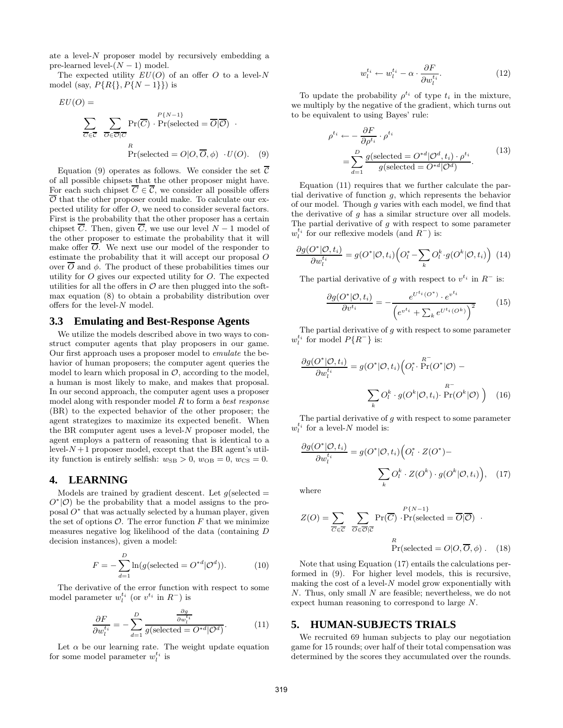ate a level-$N$ proposer model by recursively embedding a pre-learned level-$(N-1)$ model.

The expected utility $EU(O)$ of an offer $O$ to a level-$N$ model (say, $P\{R\{\}, P\{N-1\}\}$) is

$$EU(O) = \sum_{\overline{C} \in \overline{\mathcal{C}}} \sum_{\overline{O} \in \overline{\mathcal{O}}|\overline{C}} \Pr(\overline{C}) \cdot \overset{P\{N-1\}}{\Pr}(\text{selected} = \overline{O}|\overline{\mathcal{O}}) \cdot \overset{R}{\Pr}(\text{selected} = O|O, \overline{O}, \phi) \cdot U(O). \quad (9)$$

Equation (9) operates as follows. We consider the set $\overline{\mathcal{C}}$ of all possible chipsets that the other proposer might have. For each such chipset $\overline{C} \in \overline{\mathcal{C}}$, we consider all possible offers $\overline{\mathcal{O}}$ that the other proposer could make. To calculate our expected utility for offer $O$, we need to consider several factors. First is the probability that the other proposer has a certain chipset $\overline{C}$. Then, given $\overline{C}$, we use our level $N-1$ model of the other proposer to estimate the probability that it will make offer $\overline{O}$. We next use our model of the responder to estimate the probability that it will accept our proposal $O$ over $\overline{O}$ and $\phi$. The product of these probabilities times our utility for $O$ gives our expected utility for $O$. The expected utilities for all the offers in $\mathcal{O}$ are then plugged into the softmax equation (8) to obtain a probability distribution over offers for the level-$N$ model.

## 3.3 Emulating and Best-Response Agents

We utilize the models described above in two ways to construct computer agents that play proposers in our game. Our first approach uses a proposer model to *emulate* the behavior of human proposers; the computer agent queries the model to learn which proposal in $\mathcal{O}$, according to the model, a human is most likely to make, and makes that proposal. In our second approach, the computer agent uses a proposer model along with responder model $R$ to form a *best response* (BR) to the expected behavior of the other proposer; the agent strategizes to maximize its expected benefit. When the BR computer agent uses a level-$N$ proposer model, the agent employs a pattern of reasoning that is identical to a level-$N+1$ proposer model, except that the BR agent's utility function is entirely selfish: $w_{\text{SB}} > 0$, $w_{\text{OB}} = 0$, $w_{\text{CS}} = 0$.

# 4. LEARNING

Models are trained by gradient descent. Let $g(\text{selected} = O^*|\mathcal{O})$ be the probability that a model assigns to the proposal $O^*$ that was actually selected by a human player, given the set of options $\mathcal{O}$. The error function $F$ that we minimize measures negative log likelihood of the data (containing $D$ decision instances), given a model:

$$F = -\sum_{d=1}^{D} \ln(g(\text{selected} = O^{*d}|\mathcal{O}^d)). \quad (10)$$

The derivative of the error function with respect to some model parameter $w_l^{t_i}$ (or $v^{t_i}$ in $R^-$) is

$$\frac{\partial F}{\partial w_l^{t_i}} = -\sum_{d=1}^{D} \frac{\frac{\partial g}{\partial w_l^{t_i}}}{g(\text{selected} = O^{*d}|\mathcal{O}^d)}. \quad (11)$$

Let $\alpha$ be our learning rate. The weight update equation for some model parameter $w_l^{t_i}$ is

$$w_l^{t_i} \leftarrow w_l^{t_i} - \alpha \cdot \frac{\partial F}{\partial w_l^{t_i}}. \quad (12)$$

To update the probability $\rho^{t_i}$ of type $t_i$ in the mixture, we multiply by the negative of the gradient, which turns out to be equivalent to using Bayes' rule:

$$\rho^{t_i} \leftarrow -\frac{\partial F}{\partial \rho^{t_i}} \cdot \rho^{t_i} = \sum_{d=1}^{D} \frac{g(\text{selected} = O^{*d}|\mathcal{O}^d, t_i) \cdot \rho^{t_i}}{g(\text{selected} = O^{*d}|\mathcal{O}^d)}. \quad (13)$$

Equation (11) requires that we further calculate the partial derivative of function $g$, which represents the behavior of our model. Though $g$ varies with each model, we find that the derivative of $g$ has a similar structure over all models. The partial derivative of $g$ with respect to some parameter $w_l^{t_i}$ for our reflexive models (and $R^-$) is:

$$\frac{\partial g(O^*|\mathcal{O}, t_i)}{\partial w_l^{t_i}} = g(O^*|\mathcal{O}, t_i)\Big(O_l^* - \sum_k O_l^k \cdot g(O^k|\mathcal{O}, t_i)\Big) \quad (14)$$

The partial derivative of $g$ with respect to $v^{t_i}$ in $R^-$ is:

$$\frac{\partial g(O^*|\mathcal{O}, t_i)}{\partial v^{t_i}} = -\frac{e^{U^{t_i}(O^*)} \cdot e^{v^{t_i}}}{\Big(e^{v^{t_i}} + \sum_k e^{U^{t_i}(O^k)}\Big)^2} \quad (15)$$

The partial derivative of $g$ with respect to some parameter $w_l^{t_i}$ for model $P\{R^-\}$ is:

$$\frac{\partial g(O^*|\mathcal{O}, t_i)}{\partial w_l^{t_i}} = g(O^*|\mathcal{O}, t_i)\Big(O_l^* \cdot \overset{R^-}{\Pr}(O^*|\mathcal{O}) - \sum_k O_l^k \cdot g(O^k|\mathcal{O}, t_i) \cdot \overset{R^-}{\Pr}(O^k|\mathcal{O})\Big) \quad (16)$$

The partial derivative of $g$ with respect to some parameter $w_l^{t_i}$ for a level-$N$ model is:

$$\frac{\partial g(O^*|\mathcal{O}, t_i)}{\partial w_l^{t_i}} = g(O^*|\mathcal{O}, t_i)\Big(O_l^* \cdot Z(O^*) - \sum_k O_l^k \cdot Z(O^k) \cdot g(O^k|\mathcal{O}, t_i)\Big), \quad (17)$$

where

$$Z(O) = \sum_{\overline{C} \in \overline{\mathcal{C}}} \sum_{\overline{O} \in \overline{\mathcal{O}}|\overline{C}} \Pr(\overline{C}) \cdot \overset{P\{N-1\}}{\Pr}(\text{selected} = \overline{O}|\overline{\mathcal{O}}) \cdot \overset{R}{\Pr}(\text{selected} = O|O, \overline{O}, \phi). \quad (18)$$

Note that using Equation (17) entails the calculations performed in (9). For higher level models, this is recursive, making the cost of a level-$N$ model grow exponentially with $N$. Thus, only small $N$ are feasible; nevertheless, we do not expect human reasoning to correspond to large $N$.

# 5. HUMAN-SUBJECTS TRIALS

We recruited 69 human subjects to play our negotiation game for 15 rounds; over half of their total compensation was determined by the scores they accumulated over the rounds.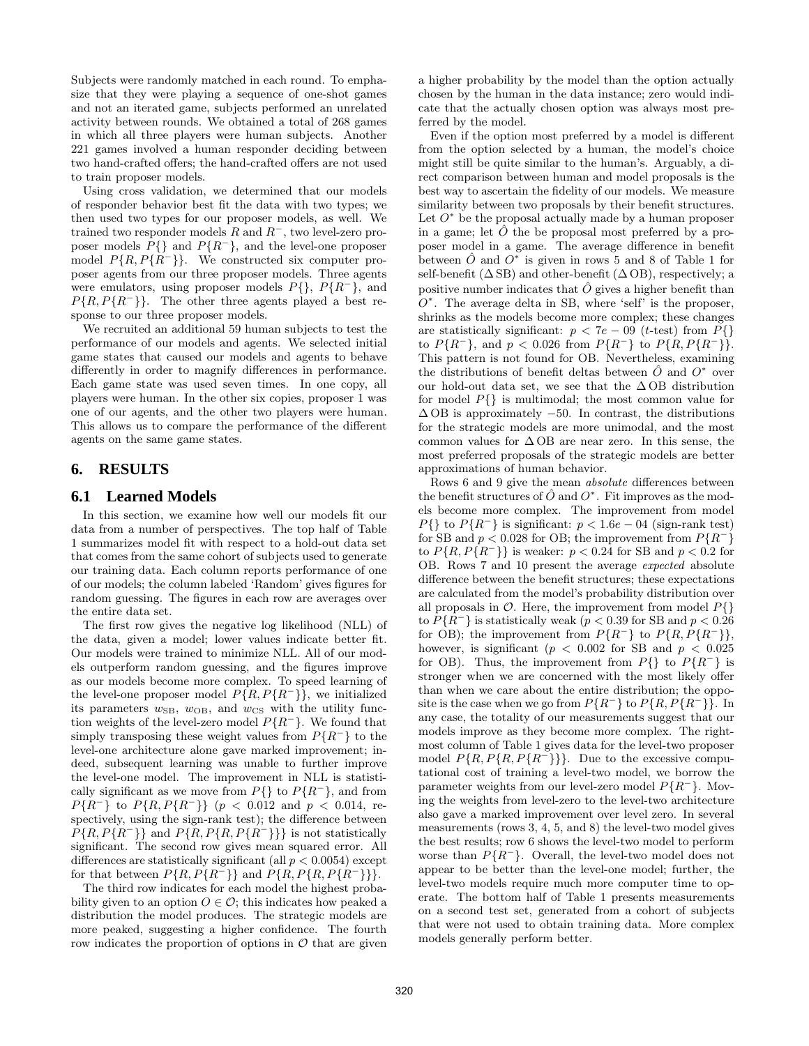Subjects were randomly matched in each round. To emphasize that they were playing a sequence of one-shot games and not an iterated game, subjects performed an unrelated activity between rounds. We obtained a total of 268 games in which all three players were human subjects. Another 221 games involved a human responder deciding between two hand-crafted offers; the hand-crafted offers are not used to train proposer models.

Using cross validation, we determined that our models of responder behavior best fit the data with two types; we then used two types for our proposer models, as well. We trained two responder models $R$ and $R^-$, two level-zero proposer models $P\{\}$ and $P\{R^-\}$, and the level-one proposer model $P\{R, P\{R^-\}\}$. We constructed six computer proposer agents from our three proposer models. Three agents were emulators, using proposer models $P\{\}$, $P\{R^-\}$, and $P\{R, P\{R^-\}\}$. The other three agents played a best response to our three proposer models.

We recruited an additional 59 human subjects to test the performance of our models and agents. We selected initial game states that caused our models and agents to behave differently in order to magnify differences in performance. Each game state was used seven times. In one copy, all players were human. In the other six copies, proposer 1 was one of our agents, and the other two players were human. This allows us to compare the performance of the different agents on the same game states.

## 6. RESULTS

### 6.1 Learned Models

In this section, we examine how well our models fit our data from a number of perspectives. The top half of Table 1 summarizes model fit with respect to a hold-out data set that comes from the same cohort of subjects used to generate our training data. Each column reports performance of one of our models; the column labeled 'Random' gives figures for random guessing. The figures in each row are averages over the entire data set.

The first row gives the negative log likelihood (NLL) of the data, given a model; lower values indicate better fit. Our models were trained to minimize NLL. All of our models outperform random guessing, and the figures improve as our models become more complex. To speed learning of the level-one proposer model $P\{R, P\{R^-\}\}$, we initialized its parameters $w_{\text{SB}}$, $w_{\text{OB}}$, and $w_{\text{CS}}$ with the utility function weights of the level-zero model $P\{R^-\}$. We found that simply transposing these weight values from $P\{R^-\}$ to the level-one architecture alone gave marked improvement; indeed, subsequent learning was unable to further improve the level-one model. The improvement in NLL is statistically significant as we move from $P\{\}$ to $P\{R^-\}$, and from $P\{R^-\}$ to $P\{R, P\{R^-\}\}$ ($p < 0.012$ and $p < 0.014$, respectively, using the sign-rank test); the difference between $P\{R, P\{R^-\}\}$ and $P\{R, P\{R, P\{R^-\}\}\}$ is not statistically significant. The second row gives mean squared error. All differences are statistically significant (all $p < 0.0054$) except for that between $P\{R, P\{R^-\}\}$ and $P\{R, P\{R, P\{R^-\}\}\}$.

The third row indicates for each model the highest probability given to an option $O \in \mathcal{O}$; this indicates how peaked a distribution the model produces. The strategic models are more peaked, suggesting a higher confidence. The fourth row indicates the proportion of options in $\mathcal{O}$ that are given a higher probability by the model than the option actually chosen by the human in the data instance; zero would indicate that the actually chosen option was always most preferred by the model.

Even if the option most preferred by a model is different from the option selected by a human, the model's choice might still be quite similar to the human's. Arguably, a direct comparison between human and model proposals is the best way to ascertain the fidelity of our models. We measure similarity between two proposals by their benefit structures. Let $O^*$ be the proposal actually made by a human proposer in a game; let $\hat{O}$ the be proposal most preferred by a proposer model in a game. The average difference in benefit between $\hat{O}$ and $O^*$ is given in rows 5 and 8 of Table 1 for self-benefit ($\Delta$ SB) and other-benefit ($\Delta$ OB), respectively; a positive number indicates that $\hat{O}$ gives a higher benefit than $O^*$. The average delta in SB, where 'self' is the proposer, shrinks as the models become more complex; these changes are statistically significant: $p < 7e-09$ ($t$-test) from $P\{\}$ to $P\{R^-\}$, and $p < 0.026$ from $P\{R^-\}$ to $P\{R, P\{R^-\}\}$. This pattern is not found for OB. Nevertheless, examining the distributions of benefit deltas between $\hat{O}$ and $O^*$ over our hold-out data set, we see that the $\Delta$ OB distribution for model $P\{\}$ is multimodal; the most common value for $\Delta$ OB is approximately $-50$. In contrast, the distributions for the strategic models are more unimodal, and the most common values for $\Delta$ OB are near zero. In this sense, the most preferred proposals of the strategic models are better approximations of human behavior.

Rows 6 and 9 give the mean *absolute* differences between the benefit structures of $\hat{O}$ and $O^*$. Fit improves as the models become more complex. The improvement from model $P\{\}$ to $P\{R^-\}$ is significant: $p < 1.6e-04$ (sign-rank test) for SB and $p < 0.028$ for OB; the improvement from $P\{R^-\}$ to $P\{R, P\{R^-\}\}$ is weaker: $p < 0.24$ for SB and $p < 0.2$ for OB. Rows 7 and 10 present the average *expected* absolute difference between the benefit structures; these expectations are calculated from the model's probability distribution over all proposals in $\mathcal{O}$. Here, the improvement from model $P\{\}$ to $P\{R^-\}$ is statistically weak ($p < 0.39$ for SB and $p < 0.26$ for OB); the improvement from $P\{R^-\}$ to $P\{R, P\{R^-\}\}$, however, is significant ($p < 0.002$ for SB and $p < 0.025$ for OB). Thus, the improvement from $P\{\}$ to $P\{R^-\}$ is stronger when we are concerned with the most likely offer than when we care about the entire distribution; the opposite is the case when we go from $P\{R^-\}$ to $P\{R, P\{R^-\}\}$. In any case, the totality of our measurements suggest that our models improve as they become more complex. The rightmost column of Table 1 gives data for the level-two proposer model $P\{R, P\{R, P\{R^-\}\}\}$. Due to the excessive computational cost of training a level-two model, we borrow the parameter weights from our level-zero model $P\{R^-\}$. Moving the weights from level-zero to the level-two architecture also gave a marked improvement over level zero. In several measurements (rows 3, 4, 5, and 8) the level-two model gives the best results; row 6 shows the level-two model to perform worse than $P\{R^-\}$. Overall, the level-two model does not appear to be better than the level-one model; further, the level-two models require much more computer time to operate. The bottom half of Table 1 presents measurements on a second test set, generated from a cohort of subjects that were not used to obtain training data. More complex models generally perform better.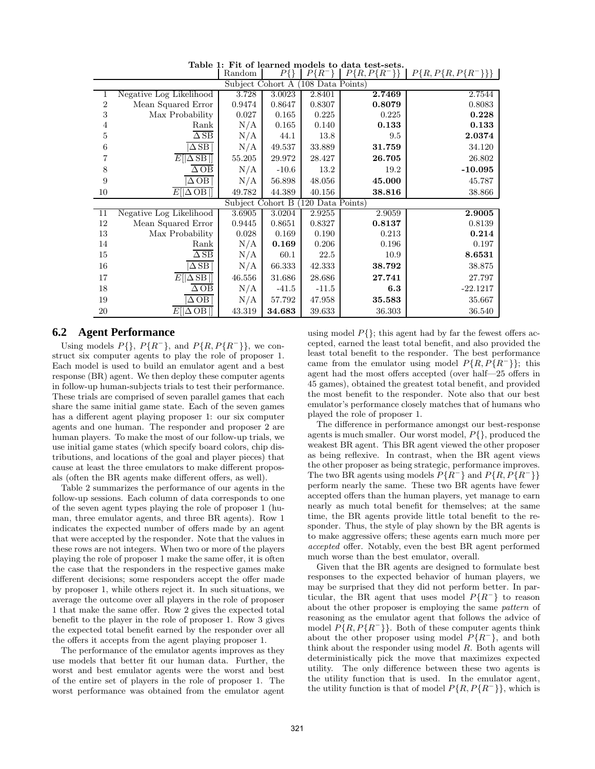**Table 1: Fit of learned models to data test-sets.**

| | | Random | $P\{\}$ | $P\{R^-\}$ | $P\{R, P\{R^-\}\}$ | $P\{R, P\{R, P\{R^-\}\}\}$ |
|---|---|---|---|---|---|---|
| | | Subject Cohort A (108 Data Points) | | | | |
| 1 | Negative Log Likelihood | 3.728 | 3.0023 | 2.8401 | **2.7469** | 2.7544 |
| 2 | Mean Squared Error | 0.9474 | 0.8647 | 0.8307 | **0.8079** | 0.8083 |
| 3 | Max Probability | 0.027 | 0.165 | 0.225 | 0.225 | **0.228** |
| 4 | Rank | N/A | 0.165 | 0.140 | **0.133** | **0.133** |
| 5 | $\overline{\Delta \text{SB}}$ | N/A | 44.1 | 13.8 | 9.5 | **2.0374** |
| 6 | $\overline{\lvert\Delta \text{SB}\rvert}$ | N/A | 49.537 | 33.889 | **31.759** | 34.120 |
| 7 | $\overline{E[\lvert\Delta \text{SB}\rvert]}$ | 55.205 | 29.972 | 28.427 | **26.705** | 26.802 |
| 8 | $\overline{\Delta \text{OB}}$ | N/A | -10.6 | 13.2 | 19.2 | **-10.095** |
| 9 | $\overline{\lvert\Delta \text{OB}\rvert}$ | N/A | 56.898 | 48.056 | **45.000** | 45.787 |
| 10 | $\overline{E[\lvert\Delta \text{OB}\rvert]}$ | 49.782 | 44.389 | 40.156 | **38.816** | 38.866 |
| | | Subject Cohort B (120 Data Points) | | | | |
| 11 | Negative Log Likelihood | 3.6905 | 3.0204 | 2.9255 | 2.9059 | **2.9005** |
| 12 | Mean Squared Error | 0.9445 | 0.8651 | 0.8327 | **0.8137** | 0.8139 |
| 13 | Max Probability | 0.028 | 0.169 | 0.190 | 0.213 | **0.214** |
| 14 | Rank | N/A | **0.169** | 0.206 | 0.196 | 0.197 |
| 15 | $\overline{\Delta \text{SB}}$ | N/A | 60.1 | 22.5 | 10.9 | **8.6531** |
| 16 | $\overline{\lvert\Delta \text{SB}\rvert}$ | N/A | 66.333 | 42.333 | **38.792** | 38.875 |
| 17 | $\overline{E[\lvert\Delta \text{SB}\rvert]}$ | 46.556 | 31.686 | 28.686 | **27.741** | 27.797 |
| 18 | $\overline{\Delta \text{OB}}$ | N/A | -41.5 | -11.5 | **6.3** | -22.1217 |
| 19 | $\overline{\lvert\Delta \text{OB}\rvert}$ | N/A | 57.792 | 47.958 | **35.583** | 35.667 |
| 20 | $\overline{E[\lvert\Delta \text{OB}\rvert]}$ | 43.319 | **34.683** | 39.633 | 36.303 | 36.540 |

## 6.2 Agent Performance

Using models $P\{\}$, $P\{R^-\}$, and $P\{R, P\{R^-\}\}$, we construct six computer agents to play the role of proposer 1. Each model is used to build an emulator agent and a best response (BR) agent. We then deploy these computer agents in follow-up human-subjects trials to test their performance. These trials are comprised of seven parallel games that each share the same initial game state. Each of the seven games has a different agent playing proposer 1: our six computer agents and one human. The responder and proposer 2 are human players. To make the most of our follow-up trials, we use initial game states (which specify board colors, chip distributions, and locations of the goal and player pieces) that cause at least the three emulators to make different proposals (often the BR agents make different offers, as well).

Table 2 summarizes the performance of our agents in the follow-up sessions. Each column of data corresponds to one of the seven agent types playing the role of proposer 1 (human, three emulator agents, and three BR agents). Row 1 indicates the expected number of offers made by an agent that were accepted by the responder. Note that the values in these rows are not integers. When two or more of the players playing the role of proposer 1 make the same offer, it is often the case that the responders in the respective games make different decisions; some responders accept the offer made by proposer 1, while others reject it. In such situations, we average the outcome over all players in the role of proposer 1 that make the same offer. Row 2 gives the expected total benefit to the player in the role of proposer 1. Row 3 gives the expected total benefit earned by the responder over all the offers it accepts from the agent playing proposer 1.

The performance of the emulator agents improves as they use models that better fit our human data. Further, the worst and best emulator agents were the worst and best of the entire set of players in the role of proposer 1. The worst performance was obtained from the emulator agent using model $P\{\}$; this agent had by far the fewest offers accepted, earned the least total benefit, and also provided the least total benefit to the responder. The best performance came from the emulator using model $P\{R, P\{R^-\}\}$; this agent had the most offers accepted (over half—25 offers in 45 games), obtained the greatest total benefit, and provided the most benefit to the responder. Note also that our best emulator's performance closely matches that of humans who played the role of proposer 1.

The difference in performance amongst our best-response agents is much smaller. Our worst model, $P\{\}$, produced the weakest BR agent. This BR agent viewed the other proposer as being reflexive. In contrast, when the BR agent views the other proposer as being strategic, performance improves. The two BR agents using models $P\{R^-\}$ and $P\{R, P\{R^-\}\}$ perform nearly the same. These two BR agents have fewer accepted offers than the human players, yet manage to earn nearly as much total benefit for themselves; at the same time, the BR agents provide little total benefit to the responder. Thus, the style of play shown by the BR agents is to make aggressive offers; these agents earn much more per *accepted* offer. Notably, even the best BR agent performed much worse than the best emulator, overall.

Given that the BR agents are designed to formulate best responses to the expected behavior of human players, we may be surprised that they did not perform better. In particular, the BR agent that uses model $P\{R^-\}$ to reason about the other proposer is employing the same *pattern* of reasoning as the emulator agent that follows the advice of model $P\{R, P\{R^-\}\}$. Both of these computer agents think about the other proposer using model $P\{R^-\}$, and both think about the responder using model $R$. Both agents will deterministically pick the move that maximizes expected utility. The only difference between these two agents is the utility function that is used. In the emulator agent, the utility function is that of model $P\{R, P\{R^-\}\}$, which is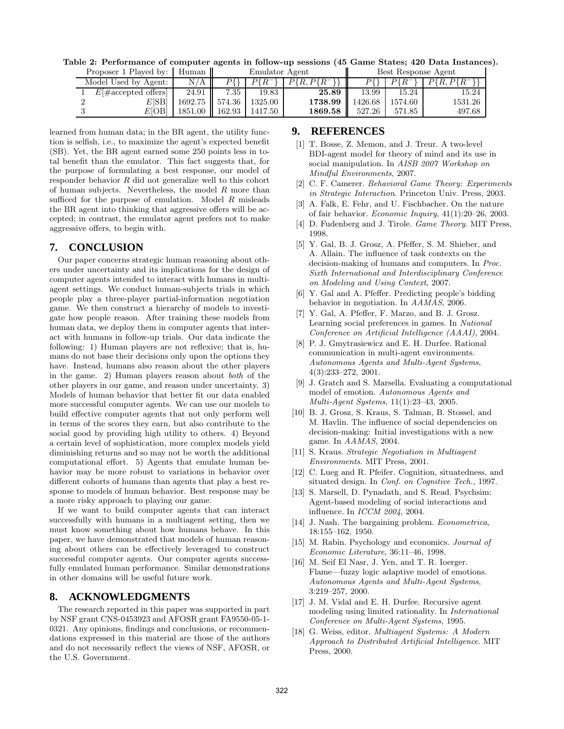**Table 2: Performance of computer agents in follow-up sessions (45 Game States; 420 Data Instances).**

| | Proposer 1 Played by: | Human | Emulator Agent | | | Best Response Agent | | |
|---|---|---|---|---|---|---|---|---|
| | Model Used by Agent: | N/A | $P\{\}$ | $P\{R^-\}$ | $P\{R, P\{R^-\}\}$ | $P\{\}$ | $P\{R^-\}$ | $P\{R, P\{R^-\}\}$ |
| 1 | $E$[#accepted offers] | 24.91 | 7.35 | 19.83 | **25.89** | 13.99 | 15.24 | 15.24 |
| 2 | $E$[SB] | 1692.75 | 574.36 | 1325.00 | **1738.99** | 1426.68 | 1574.60 | 1531.26 |
| 3 | $E$[OB] | 1851.00 | 162.93 | 1417.50 | **1869.58** | 527.26 | 571.85 | 497.68 |

learned from human data; in the BR agent, the utility function is selfish, i.e., to maximize the agent's expected benefit (SB). Yet, the BR agent earned some 250 points less in total benefit than the emulator. This fact suggests that, for the purpose of formulating a best response, our model of responder behavior $R$ did not generalize well to this cohort of human subjects. Nevertheless, the model $R$ more than sufficed for the purpose of emulation. Model $R$ misleads the BR agent into thinking that aggressive offers will be accepted; in contrast, the emulator agent prefers not to make aggressive offers, to begin with.

## 7. CONCLUSION

Our paper concerns strategic human reasoning about others under uncertainty and its implications for the design of computer agents intended to interact with humans in multiagent settings. We conduct human-subjects trials in which people play a three-player partial-information negotiation game. We then construct a hierarchy of models to investigate how people reason. After training these models from human data, we deploy them in computer agents that interact with humans in follow-up trials. Our data indicate the following: 1) Human players are not reflexive; that is, humans do not base their decisions only upon the options they have. Instead, humans also reason about the other players in the game. 2) Human players reason about *both* of the other players in our game, and reason under uncertainty. 3) Models of human behavior that better fit our data enabled more successful computer agents. We can use our models to build effective computer agents that not only perform well in terms of the scores they earn, but also contribute to the social good by providing high utility to others. 4) Beyond a certain level of sophistication, more complex models yield diminishing returns and so may not be worth the additional computational effort. 5) Agents that emulate human behavior may be more robust to variations in behavior over different cohorts of humans than agents that play a best response to models of human behavior. Best response may be a more risky approach to playing our game.

If we want to build computer agents that can interact successfully with humans in a multiagent setting, then we must know something about how humans behave. In this paper, we have demonstrated that models of human reasoning about others can be effectively leveraged to construct successful computer agents. Our computer agents successfully emulated human performance. Similar demonstrations in other domains will be useful future work.

## 8. ACKNOWLEDGMENTS

The research reported in this paper was supported in part by NSF grant CNS-0453923 and AFOSR grant FA9550-05-1-0321. Any opinions, findings and conclusions, or recommendations expressed in this material are those of the authors and do not necessarily reflect the views of NSF, AFOSR, or the U.S. Government.

## 9. REFERENCES

[1] T. Bosse, Z. Memon, and J. Treur. A two-level BDI-agent model for theory of mind and its use in social manipulation. In *AISB 2007 Workshop on Mindful Environments*, 2007.

[2] C. F. Camerer. *Behavioral Game Theory: Experiments in Strategic Interaction*. Princeton Univ. Press, 2003.

[3] A. Falk, E. Fehr, and U. Fischbacher. On the nature of fair behavior. *Economic Inquiry*, 41(1):20–26, 2003.

[4] D. Fudenberg and J. Tirole. *Game Theory*. MIT Press, 1998.

[5] Y. Gal, B. J. Grosz, A. Pfeffer, S. M. Shieber, and A. Allain. The influence of task contexts on the decision-making of humans and computers. In *Proc. Sixth International and Interdisciplinary Conference on Modeling and Using Context*, 2007.

[6] Y. Gal and A. Pfeffer. Predicting people's bidding behavior in negotiation. In *AAMAS*, 2006.

[7] Y. Gal, A. Pfeffer, F. Marzo, and B. J. Grosz. Learning social preferences in games. In *National Conference on Artificial Intelligence (AAAI)*, 2004.

[8] P. J. Gmytrasiewicz and E. H. Durfee. Rational communication in multi-agent environments. *Autonomous Agents and Multi-Agent Systems*, 4(3):233–272, 2001.

[9] J. Gratch and S. Marsella. Evaluating a computational model of emotion. *Autonomous Agents and Multi-Agent Systems*, 11(1):23–43, 2005.

[10] B. J. Grosz, S. Kraus, S. Talman, B. Stossel, and M. Havlin. The influence of social dependencies on decision-making: Initial investigations with a new game. In *AAMAS*, 2004.

[11] S. Kraus. *Strategic Negotiation in Multiagent Environments*. MIT Press, 2001.

[12] C. Lueg and R. Pfeifer. Cognition, situatedness, and situated design. In *Conf. on Cognitive Tech.*, 1997.

[13] S. Marsell, D. Pynadath, and S. Read. Psychsim: Agent-based modeling of social interactions and influence. In *ICCM 2004*, 2004.

[14] J. Nash. The bargaining problem. *Econometrica*, 18:155–162, 1950.

[15] M. Rabin. Psychology and economics. *Journal of Economic Literature*, 36:11–46, 1998.

[16] M. Seif El Nasr, J. Yen, and T. R. Ioerger. Flame—fuzzy logic adaptive model of emotions. *Autonomous Agents and Multi-Agent Systems*, 3:219–257, 2000.

[17] J. M. Vidal and E. H. Durfee. Recursive agent modeling using limited rationality. In *International Conference on Multi-Agent Systems*, 1995.

[18] G. Weiss, editor. *Multiagent Systems: A Modern Approach to Distributed Artificial Intelligence*. MIT Press, 2000.